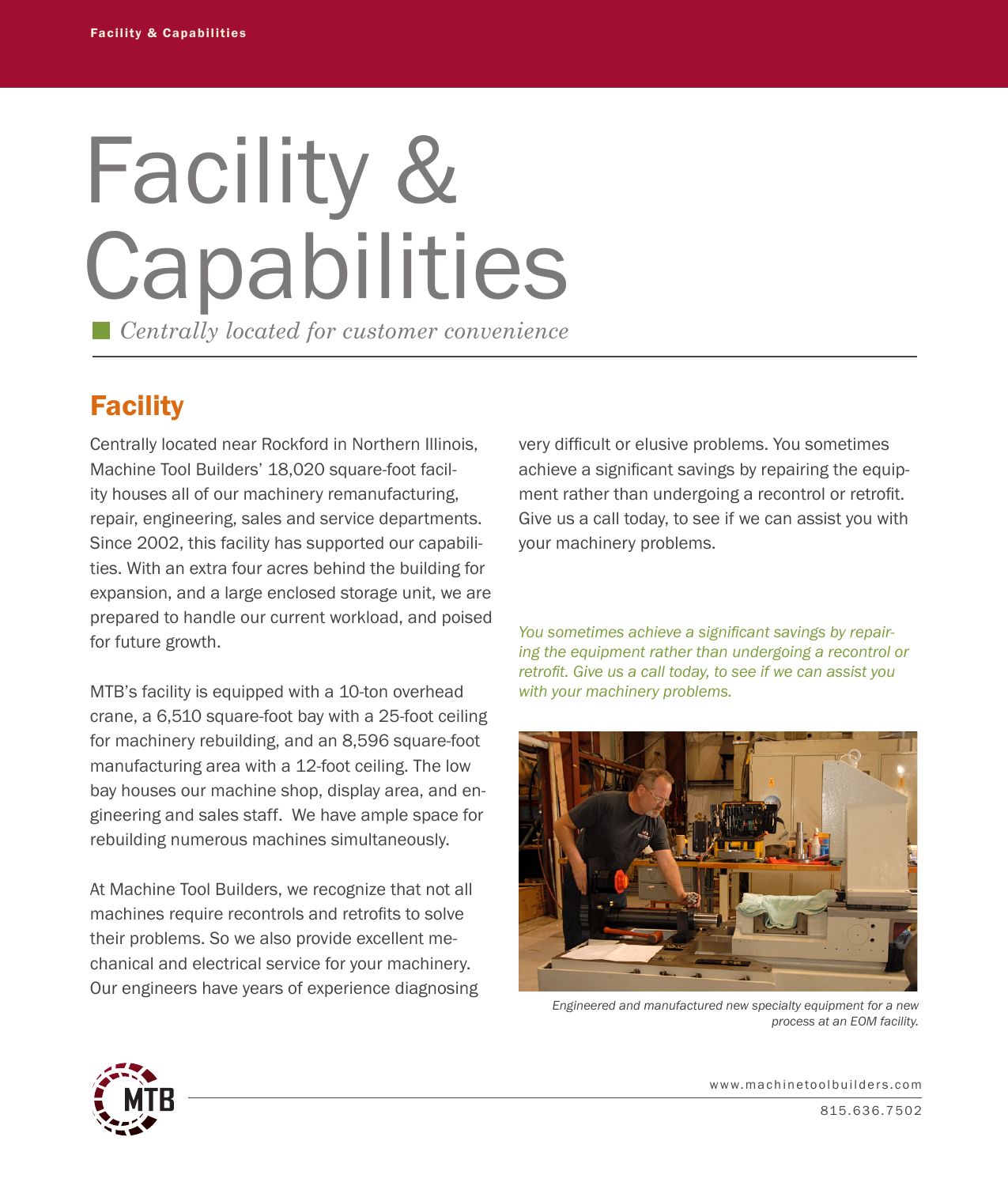# Facility & Capabilities

*Centrally located for customer convenience*

## Facility

Centrally located near Rockford in Northern Illinois, Machine Tool Builders' 18,020 square-foot facility houses all of our machinery remanufacturing, repair, engineering, sales and service departments. Since 2002, this facility has supported our capabilities. With an extra four acres behind the building for expansion, and a large enclosed storage unit, we are prepared to handle our current workload, and poised for future growth.

MTB's facility is equipped with a 10-ton overhead crane, a 6,510 square-foot bay with a 25-foot ceiling for machinery rebuilding, and an 8,596 square-foot manufacturing area with a 12-foot ceiling. The low bay houses our machine shop, display area, and engineering and sales staff. We have ample space for rebuilding numerous machines simultaneously.

At Machine Tool Builders, we recognize that not all machines require recontrols and retrofits to solve their problems. So we also provide excellent mechanical and electrical service for your machinery. Our engineers have years of experience diagnosing very difficult or elusive problems. You sometimes achieve a significant savings by repairing the equipment rather than undergoing a recontrol or retrofit. Give us a call today, to see if we can assist you with your machinery problems.

*You sometimes achieve a significant savings by repairing the equipment rather than undergoing a recontrol or retrofit. Give us a call today, to see if we can assist you with your machinery problems.*

*Engineered and manufactured new specialty equipment for a new process at an EOM facility.*

www.machinetoolbuilders.com

815.636.7502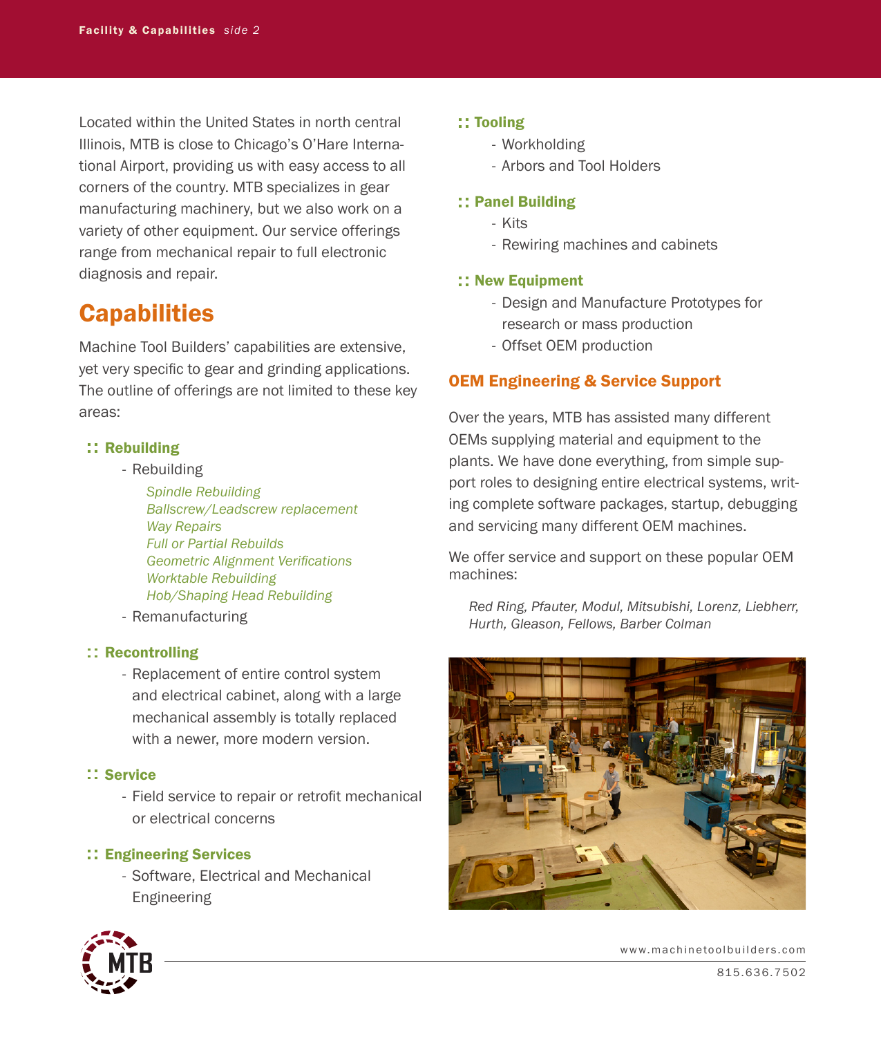Located within the United States in north central Illinois, MTB is close to Chicago's O'Hare International Airport, providing us with easy access to all corners of the country. MTB specializes in gear manufacturing machinery, but we also work on a variety of other equipment. Our service offerings range from mechanical repair to full electronic diagnosis and repair.

## Capabilities

Machine Tool Builders' capabilities are extensive, yet very specific to gear and grinding applications. The outline of offerings are not limited to these key areas:

### :: Rebuilding

- Rebuilding
  - *Spindle Rebuilding*
  - *Ballscrew/Leadscrew replacement*
  - *Way Repairs*
  - *Full or Partial Rebuilds*
  - *Geometric Alignment Verifications*
  - *Worktable Rebuilding*
  - *Hob/Shaping Head Rebuilding*
- Remanufacturing

### :: Recontrolling

- Replacement of entire control system and electrical cabinet, along with a large mechanical assembly is totally replaced with a newer, more modern version.

### :: Service

- Field service to repair or retrofit mechanical or electrical concerns

### :: Engineering Services

- Software, Electrical and Mechanical Engineering

### :: Tooling

- Workholding
- Arbors and Tool Holders

### :: Panel Building

- Kits
- Rewiring machines and cabinets

### :: New Equipment

- Design and Manufacture Prototypes for research or mass production
- Offset OEM production

## OEM Engineering & Service Support

Over the years, MTB has assisted many different OEMs supplying material and equipment to the plants. We have done everything, from simple support roles to designing entire electrical systems, writing complete software packages, startup, debugging and servicing many different OEM machines.

We offer service and support on these popular OEM machines:

*Red Ring, Pfauter, Modul, Mitsubishi, Lorenz, Liebherr, Hurth, Gleason, Fellows, Barber Colman*

www.machinetoolbuilders.com

815.636.7502